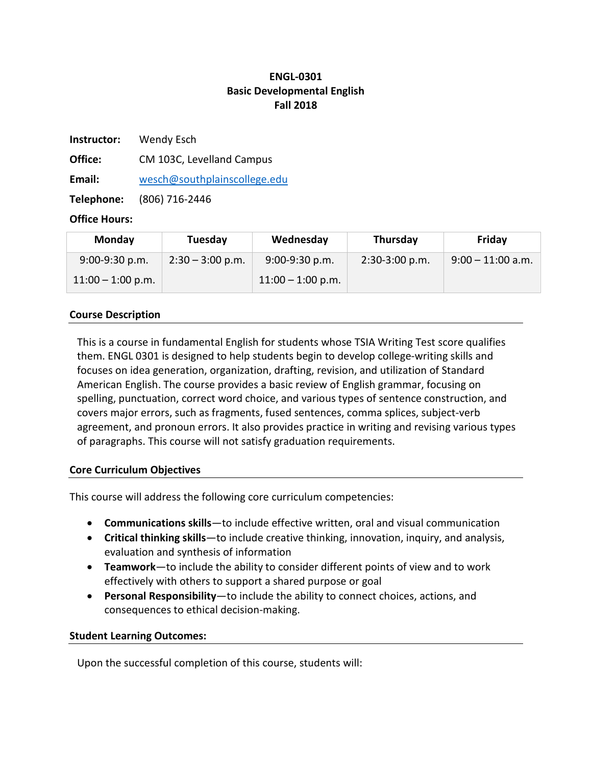**ENGL-0301**
**Basic Developmental English**
**Fall 2018**

**Instructor:** Wendy Esch

**Office:** CM 103C, Levelland Campus

**Email:** wesch@southplainscollege.edu

**Telephone:** (806) 716-2446

**Office Hours:**

| Monday | Tuesday | Wednesday | Thursday | Friday |
|---|---|---|---|---|
| 9:00-9:30 p.m.<br>11:00 – 1:00 p.m. | 2:30 – 3:00 p.m. | 9:00-9:30 p.m.<br>11:00 – 1:00 p.m. | 2:30-3:00 p.m. | 9:00 – 11:00 a.m. |

**Course Description**

This is a course in fundamental English for students whose TSIA Writing Test score qualifies them. ENGL 0301 is designed to help students begin to develop college-writing skills and focuses on idea generation, organization, drafting, revision, and utilization of Standard American English. The course provides a basic review of English grammar, focusing on spelling, punctuation, correct word choice, and various types of sentence construction, and covers major errors, such as fragments, fused sentences, comma splices, subject-verb agreement, and pronoun errors. It also provides practice in writing and revising various types of paragraphs. This course will not satisfy graduation requirements.

**Core Curriculum Objectives**

This course will address the following core curriculum competencies:

- **Communications skills**—to include effective written, oral and visual communication
- **Critical thinking skills**—to include creative thinking, innovation, inquiry, and analysis, evaluation and synthesis of information
- **Teamwork**—to include the ability to consider different points of view and to work effectively with others to support a shared purpose or goal
- **Personal Responsibility**—to include the ability to connect choices, actions, and consequences to ethical decision-making.

**Student Learning Outcomes:**

Upon the successful completion of this course, students will: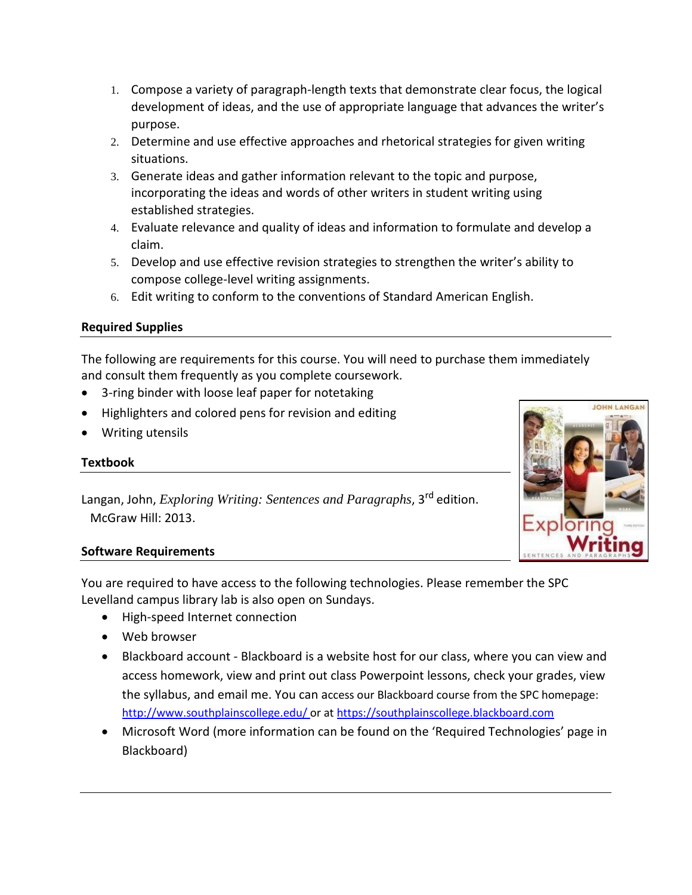1. Compose a variety of paragraph-length texts that demonstrate clear focus, the logical development of ideas, and the use of appropriate language that advances the writer's purpose.
2. Determine and use effective approaches and rhetorical strategies for given writing situations.
3. Generate ideas and gather information relevant to the topic and purpose, incorporating the ideas and words of other writers in student writing using established strategies.
4. Evaluate relevance and quality of ideas and information to formulate and develop a claim.
5. Develop and use effective revision strategies to strengthen the writer's ability to compose college-level writing assignments.
6. Edit writing to conform to the conventions of Standard American English.

**Required Supplies**

The following are requirements for this course. You will need to purchase them immediately and consult them frequently as you complete coursework.

- 3-ring binder with loose leaf paper for notetaking
- Highlighters and colored pens for revision and editing
- Writing utensils

**Textbook**

Langan, John, *Exploring Writing: Sentences and Paragraphs*, 3rd edition. McGraw Hill: 2013.

**Software Requirements**

You are required to have access to the following technologies. Please remember the SPC Levelland campus library lab is also open on Sundays.

- High-speed Internet connection
- Web browser
- Blackboard account - Blackboard is a website host for our class, where you can view and access homework, view and print out class Powerpoint lessons, check your grades, view the syllabus, and email me. You can access our Blackboard course from the SPC homepage: http://www.southplainscollege.edu/ or at https://southplainscollege.blackboard.com
- Microsoft Word (more information can be found on the 'Required Technologies' page in Blackboard)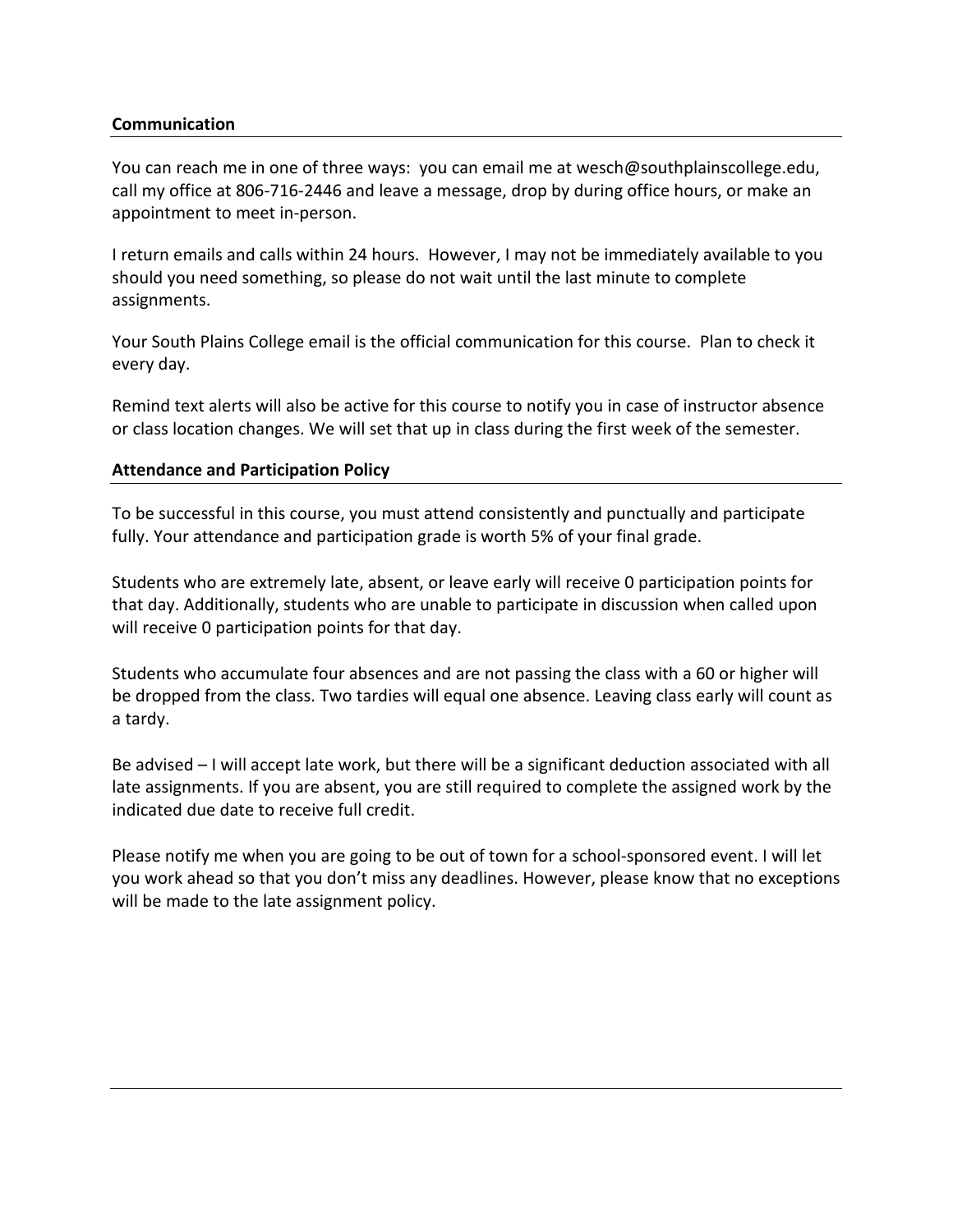**Communication**

You can reach me in one of three ways: you can email me at wesch@southplainscollege.edu, call my office at 806-716-2446 and leave a message, drop by during office hours, or make an appointment to meet in-person.

I return emails and calls within 24 hours. However, I may not be immediately available to you should you need something, so please do not wait until the last minute to complete assignments.

Your South Plains College email is the official communication for this course. Plan to check it every day.

Remind text alerts will also be active for this course to notify you in case of instructor absence or class location changes. We will set that up in class during the first week of the semester.

**Attendance and Participation Policy**

To be successful in this course, you must attend consistently and punctually and participate fully. Your attendance and participation grade is worth 5% of your final grade.

Students who are extremely late, absent, or leave early will receive 0 participation points for that day. Additionally, students who are unable to participate in discussion when called upon will receive 0 participation points for that day.

Students who accumulate four absences and are not passing the class with a 60 or higher will be dropped from the class. Two tardies will equal one absence. Leaving class early will count as a tardy.

Be advised – I will accept late work, but there will be a significant deduction associated with all late assignments. If you are absent, you are still required to complete the assigned work by the indicated due date to receive full credit.

Please notify me when you are going to be out of town for a school-sponsored event. I will let you work ahead so that you don't miss any deadlines. However, please know that no exceptions will be made to the late assignment policy.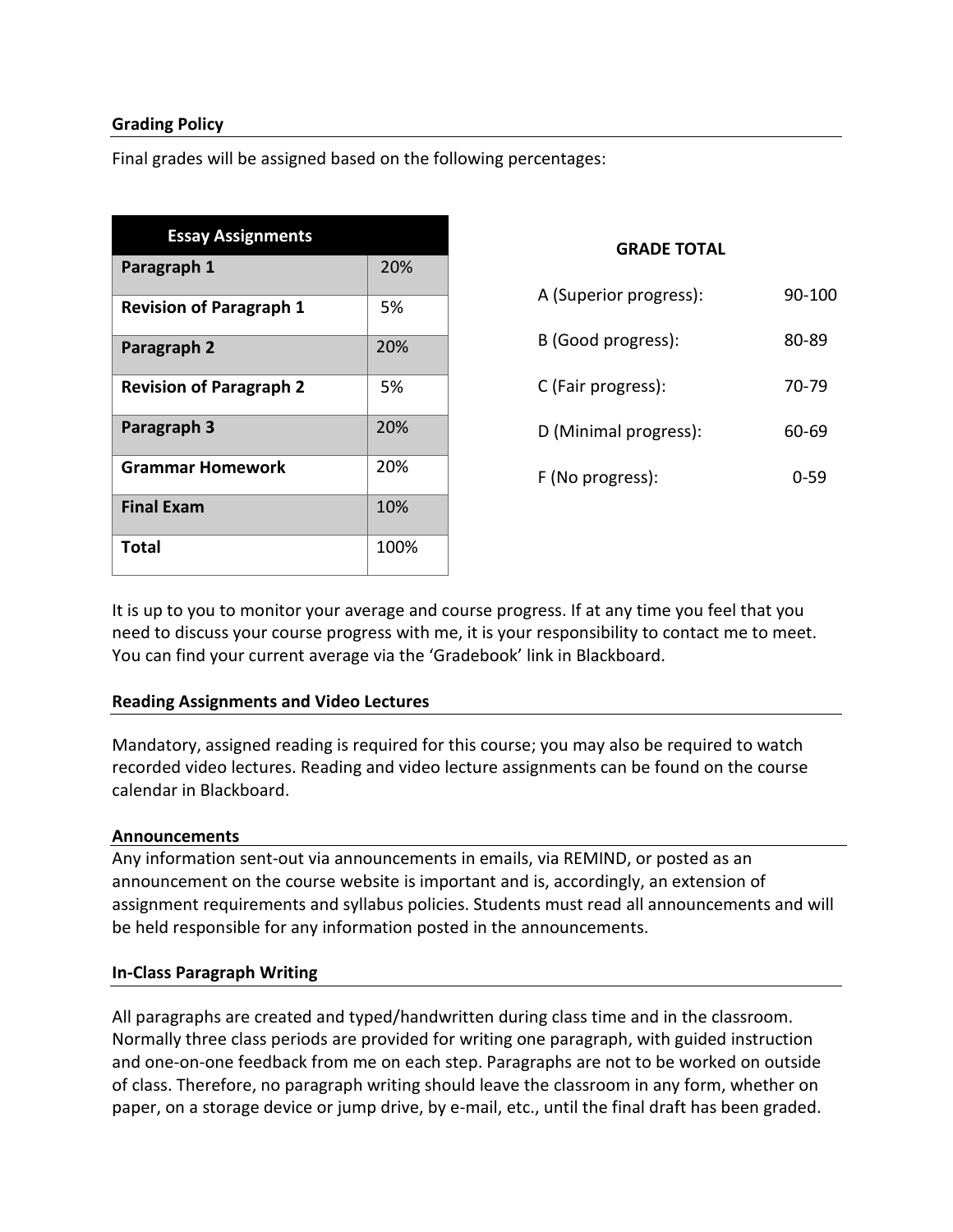**Grading Policy**

Final grades will be assigned based on the following percentages:

| Essay Assignments | |
|---|---|
| **Paragraph 1** | 20% |
| **Revision of Paragraph 1** | 5% |
| **Paragraph 2** | 20% |
| **Revision of Paragraph 2** | 5% |
| **Paragraph 3** | 20% |
| **Grammar Homework** | 20% |
| **Final Exam** | 10% |
| **Total** | 100% |

**GRADE TOTAL**

| | |
|---|---|
| A (Superior progress): | 90-100 |
| B (Good progress): | 80-89 |
| C (Fair progress): | 70-79 |
| D (Minimal progress): | 60-69 |
| F (No progress): | 0-59 |

It is up to you to monitor your average and course progress. If at any time you feel that you need to discuss your course progress with me, it is your responsibility to contact me to meet. You can find your current average via the 'Gradebook' link in Blackboard.

**Reading Assignments and Video Lectures**

Mandatory, assigned reading is required for this course; you may also be required to watch recorded video lectures. Reading and video lecture assignments can be found on the course calendar in Blackboard.

**Announcements**

Any information sent-out via announcements in emails, via REMIND, or posted as an announcement on the course website is important and is, accordingly, an extension of assignment requirements and syllabus policies. Students must read all announcements and will be held responsible for any information posted in the announcements.

**In-Class Paragraph Writing**

All paragraphs are created and typed/handwritten during class time and in the classroom. Normally three class periods are provided for writing one paragraph, with guided instruction and one-on-one feedback from me on each step. Paragraphs are not to be worked on outside of class. Therefore, no paragraph writing should leave the classroom in any form, whether on paper, on a storage device or jump drive, by e-mail, etc., until the final draft has been graded.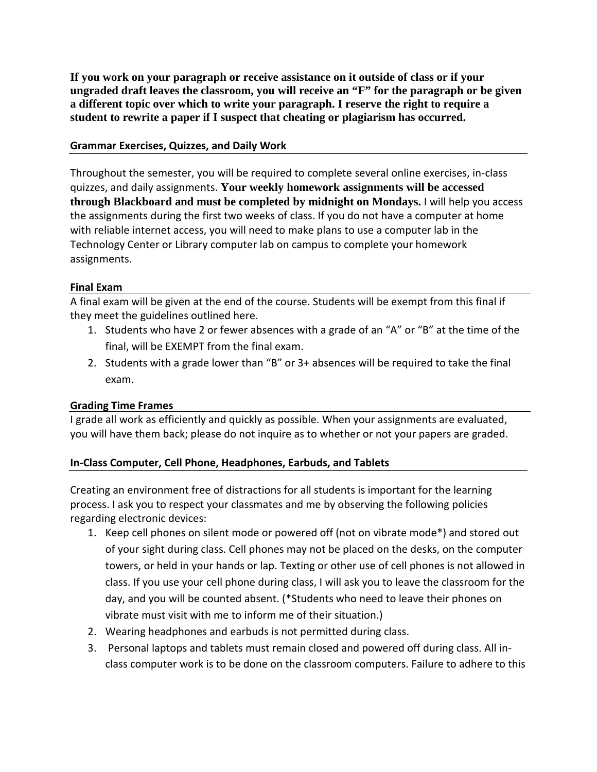**If you work on your paragraph or receive assistance on it outside of class or if your ungraded draft leaves the classroom, you will receive an "F" for the paragraph or be given a different topic over which to write your paragraph. I reserve the right to require a student to rewrite a paper if I suspect that cheating or plagiarism has occurred.**

**Grammar Exercises, Quizzes, and Daily Work**

Throughout the semester, you will be required to complete several online exercises, in-class quizzes, and daily assignments. **Your weekly homework assignments will be accessed through Blackboard and must be completed by midnight on Mondays.** I will help you access the assignments during the first two weeks of class. If you do not have a computer at home with reliable internet access, you will need to make plans to use a computer lab in the Technology Center or Library computer lab on campus to complete your homework assignments.

**Final Exam**

A final exam will be given at the end of the course. Students will be exempt from this final if they meet the guidelines outlined here.

1. Students who have 2 or fewer absences with a grade of an "A" or "B" at the time of the final, will be EXEMPT from the final exam.
2. Students with a grade lower than "B" or 3+ absences will be required to take the final exam.

**Grading Time Frames**

I grade all work as efficiently and quickly as possible. When your assignments are evaluated, you will have them back; please do not inquire as to whether or not your papers are graded.

**In-Class Computer, Cell Phone, Headphones, Earbuds, and Tablets**

Creating an environment free of distractions for all students is important for the learning process. I ask you to respect your classmates and me by observing the following policies regarding electronic devices:

1. Keep cell phones on silent mode or powered off (not on vibrate mode*) and stored out of your sight during class. Cell phones may not be placed on the desks, on the computer towers, or held in your hands or lap. Texting or other use of cell phones is not allowed in class. If you use your cell phone during class, I will ask you to leave the classroom for the day, and you will be counted absent. (*Students who need to leave their phones on vibrate must visit with me to inform me of their situation.)
2. Wearing headphones and earbuds is not permitted during class.
3. Personal laptops and tablets must remain closed and powered off during class. All in-class computer work is to be done on the classroom computers. Failure to adhere to this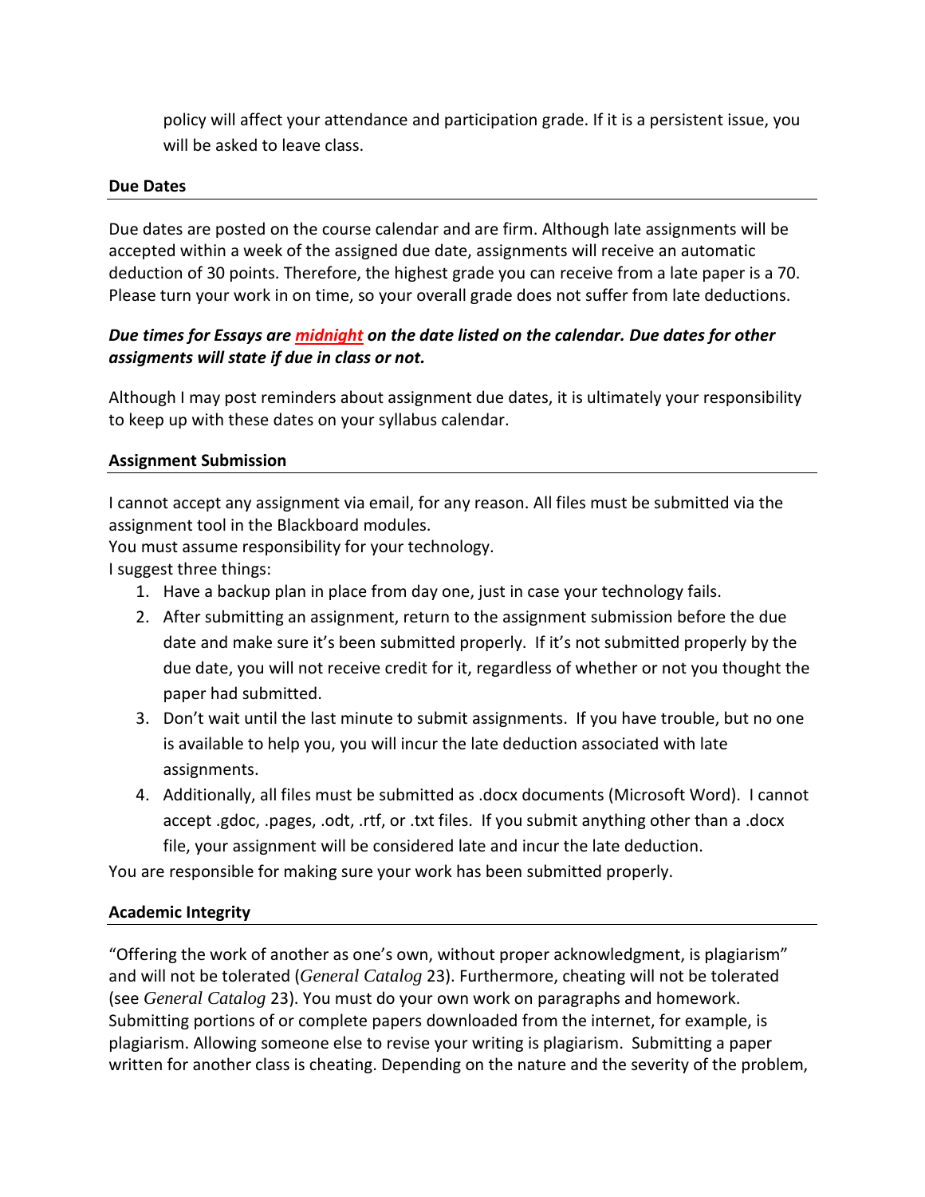policy will affect your attendance and participation grade. If it is a persistent issue, you will be asked to leave class.

## Due Dates

Due dates are posted on the course calendar and are firm. Although late assignments will be accepted within a week of the assigned due date, assignments will receive an automatic deduction of 30 points. Therefore, the highest grade you can receive from a late paper is a 70. Please turn your work in on time, so your overall grade does not suffer from late deductions.

***Due times for Essays are midnight on the date listed on the calendar. Due dates for other assigments will state if due in class or not.***

Although I may post reminders about assignment due dates, it is ultimately your responsibility to keep up with these dates on your syllabus calendar.

## Assignment Submission

I cannot accept any assignment via email, for any reason. All files must be submitted via the assignment tool in the Blackboard modules.
You must assume responsibility for your technology.
I suggest three things:

1. Have a backup plan in place from day one, just in case your technology fails.
2. After submitting an assignment, return to the assignment submission before the due date and make sure it's been submitted properly. If it's not submitted properly by the due date, you will not receive credit for it, regardless of whether or not you thought the paper had submitted.
3. Don't wait until the last minute to submit assignments. If you have trouble, but no one is available to help you, you will incur the late deduction associated with late assignments.
4. Additionally, all files must be submitted as .docx documents (Microsoft Word). I cannot accept .gdoc, .pages, .odt, .rtf, or .txt files. If you submit anything other than a .docx file, your assignment will be considered late and incur the late deduction.

You are responsible for making sure your work has been submitted properly.

## Academic Integrity

"Offering the work of another as one's own, without proper acknowledgment, is plagiarism" and will not be tolerated (*General Catalog* 23). Furthermore, cheating will not be tolerated (see *General Catalog* 23). You must do your own work on paragraphs and homework. Submitting portions of or complete papers downloaded from the internet, for example, is plagiarism. Allowing someone else to revise your writing is plagiarism. Submitting a paper written for another class is cheating. Depending on the nature and the severity of the problem,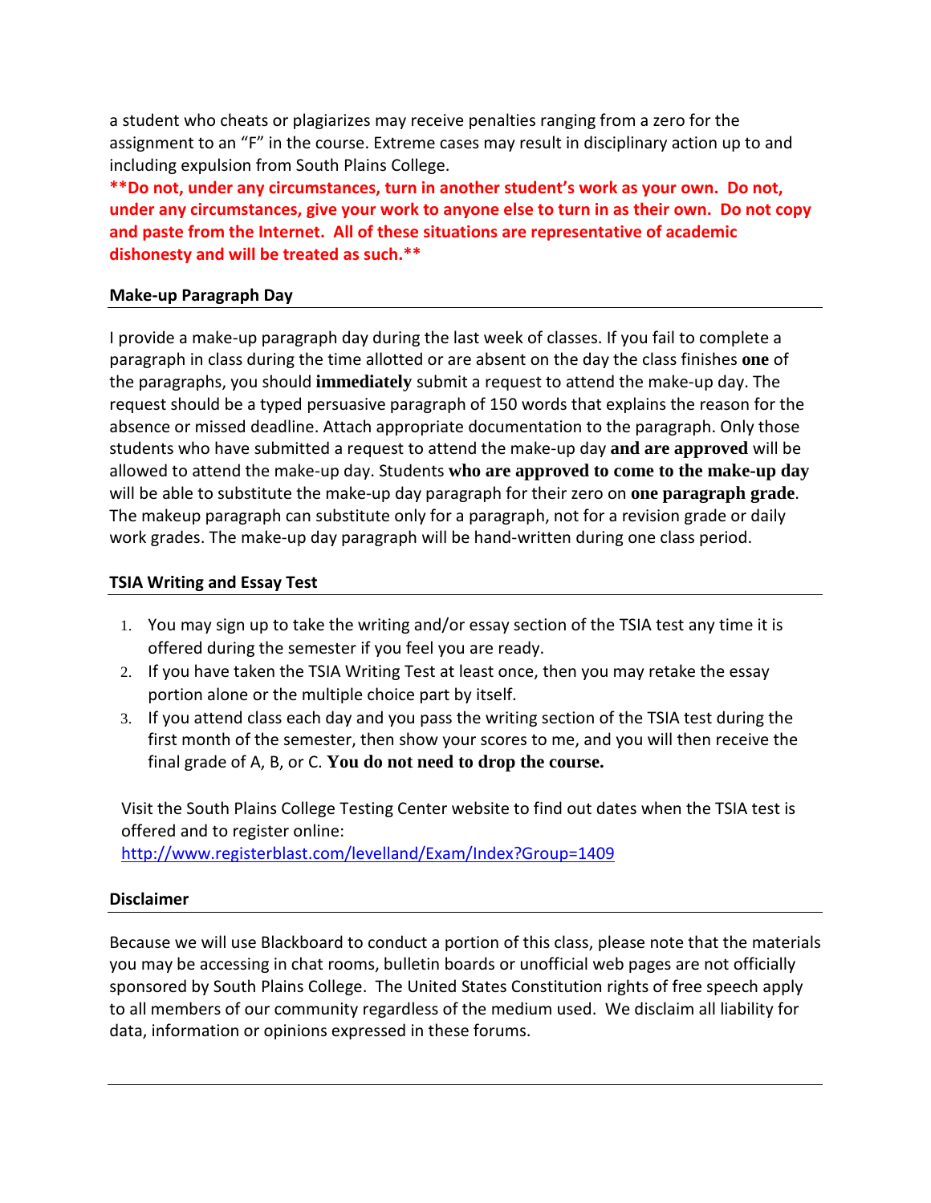a student who cheats or plagiarizes may receive penalties ranging from a zero for the assignment to an "F" in the course. Extreme cases may result in disciplinary action up to and including expulsion from South Plains College.

****Do not, under any circumstances, turn in another student's work as your own. Do not, under any circumstances, give your work to anyone else to turn in as their own. Do not copy and paste from the Internet. All of these situations are representative of academic dishonesty and will be treated as such.****

**Make-up Paragraph Day**

I provide a make-up paragraph day during the last week of classes. If you fail to complete a paragraph in class during the time allotted or are absent on the day the class finishes **one** of the paragraphs, you should **immediately** submit a request to attend the make-up day. The request should be a typed persuasive paragraph of 150 words that explains the reason for the absence or missed deadline. Attach appropriate documentation to the paragraph. Only those students who have submitted a request to attend the make-up day **and are approved** will be allowed to attend the make-up day. Students **who are approved to come to the make-up day** will be able to substitute the make-up day paragraph for their zero on **one paragraph grade**. The makeup paragraph can substitute only for a paragraph, not for a revision grade or daily work grades. The make-up day paragraph will be hand-written during one class period.

**TSIA Writing and Essay Test**

1. You may sign up to take the writing and/or essay section of the TSIA test any time it is offered during the semester if you feel you are ready.
2. If you have taken the TSIA Writing Test at least once, then you may retake the essay portion alone or the multiple choice part by itself.
3. If you attend class each day and you pass the writing section of the TSIA test during the first month of the semester, then show your scores to me, and you will then receive the final grade of A, B, or C. **You do not need to drop the course.**

Visit the South Plains College Testing Center website to find out dates when the TSIA test is offered and to register online:
http://www.registerblast.com/levelland/Exam/Index?Group=1409

**Disclaimer**

Because we will use Blackboard to conduct a portion of this class, please note that the materials you may be accessing in chat rooms, bulletin boards or unofficial web pages are not officially sponsored by South Plains College. The United States Constitution rights of free speech apply to all members of our community regardless of the medium used. We disclaim all liability for data, information or opinions expressed in these forums.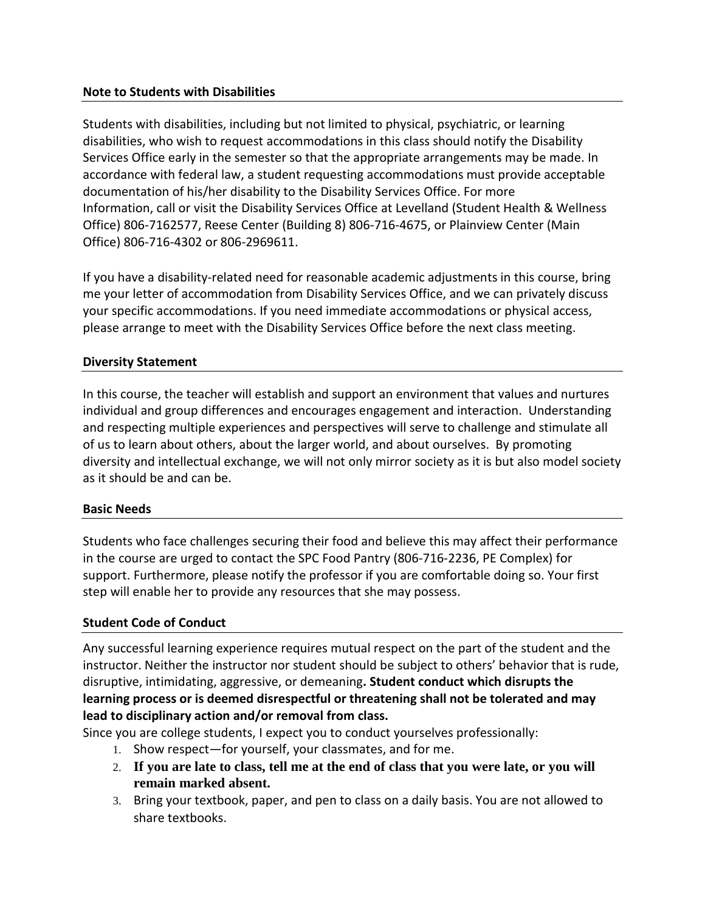**Note to Students with Disabilities**

Students with disabilities, including but not limited to physical, psychiatric, or learning disabilities, who wish to request accommodations in this class should notify the Disability Services Office early in the semester so that the appropriate arrangements may be made. In accordance with federal law, a student requesting accommodations must provide acceptable documentation of his/her disability to the Disability Services Office. For more Information, call or visit the Disability Services Office at Levelland (Student Health & Wellness Office) 806-7162577, Reese Center (Building 8) 806-716-4675, or Plainview Center (Main Office) 806-716-4302 or 806-2969611.

If you have a disability-related need for reasonable academic adjustments in this course, bring me your letter of accommodation from Disability Services Office, and we can privately discuss your specific accommodations. If you need immediate accommodations or physical access, please arrange to meet with the Disability Services Office before the next class meeting.

**Diversity Statement**

In this course, the teacher will establish and support an environment that values and nurtures individual and group differences and encourages engagement and interaction. Understanding and respecting multiple experiences and perspectives will serve to challenge and stimulate all of us to learn about others, about the larger world, and about ourselves. By promoting diversity and intellectual exchange, we will not only mirror society as it is but also model society as it should be and can be.

**Basic Needs**

Students who face challenges securing their food and believe this may affect their performance in the course are urged to contact the SPC Food Pantry (806-716-2236, PE Complex) for support. Furthermore, please notify the professor if you are comfortable doing so. Your first step will enable her to provide any resources that she may possess.

**Student Code of Conduct**

Any successful learning experience requires mutual respect on the part of the student and the instructor. Neither the instructor nor student should be subject to others' behavior that is rude, disruptive, intimidating, aggressive, or demeaning**. Student conduct which disrupts the learning process or is deemed disrespectful or threatening shall not be tolerated and may lead to disciplinary action and/or removal from class.**

Since you are college students, I expect you to conduct yourselves professionally:

1. Show respect—for yourself, your classmates, and for me.
2. **If you are late to class, tell me at the end of class that you were late, or you will remain marked absent.**
3. Bring your textbook, paper, and pen to class on a daily basis. You are not allowed to share textbooks.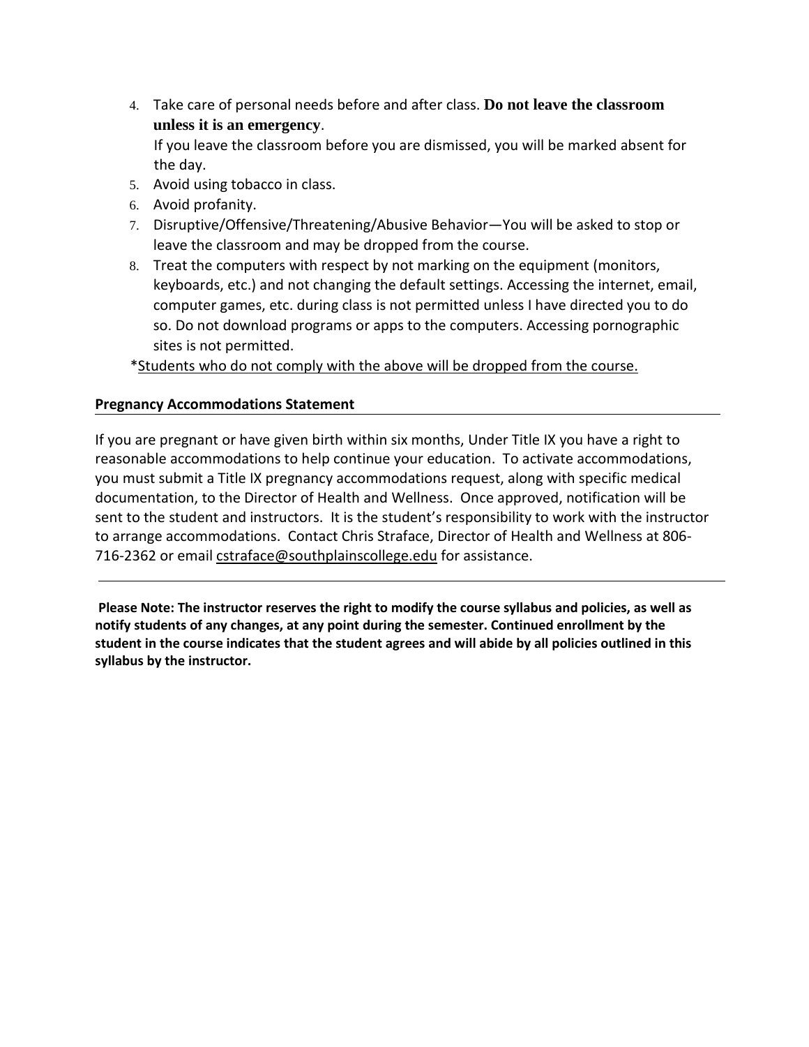4. Take care of personal needs before and after class. **Do not leave the classroom unless it is an emergency**.
   If you leave the classroom before you are dismissed, you will be marked absent for the day.
5. Avoid using tobacco in class.
6. Avoid profanity.
7. Disruptive/Offensive/Threatening/Abusive Behavior—You will be asked to stop or leave the classroom and may be dropped from the course.
8. Treat the computers with respect by not marking on the equipment (monitors, keyboards, etc.) and not changing the default settings. Accessing the internet, email, computer games, etc. during class is not permitted unless I have directed you to do so. Do not download programs or apps to the computers. Accessing pornographic sites is not permitted.

*Students who do not comply with the above will be dropped from the course.

## Pregnancy Accommodations Statement

If you are pregnant or have given birth within six months, Under Title IX you have a right to reasonable accommodations to help continue your education. To activate accommodations, you must submit a Title IX pregnancy accommodations request, along with specific medical documentation, to the Director of Health and Wellness. Once approved, notification will be sent to the student and instructors. It is the student's responsibility to work with the instructor to arrange accommodations. Contact Chris Straface, Director of Health and Wellness at 806-716-2362 or email cstraface@southplainscollege.edu for assistance.

---

**Please Note: The instructor reserves the right to modify the course syllabus and policies, as well as notify students of any changes, at any point during the semester. Continued enrollment by the student in the course indicates that the student agrees and will abide by all policies outlined in this syllabus by the instructor.**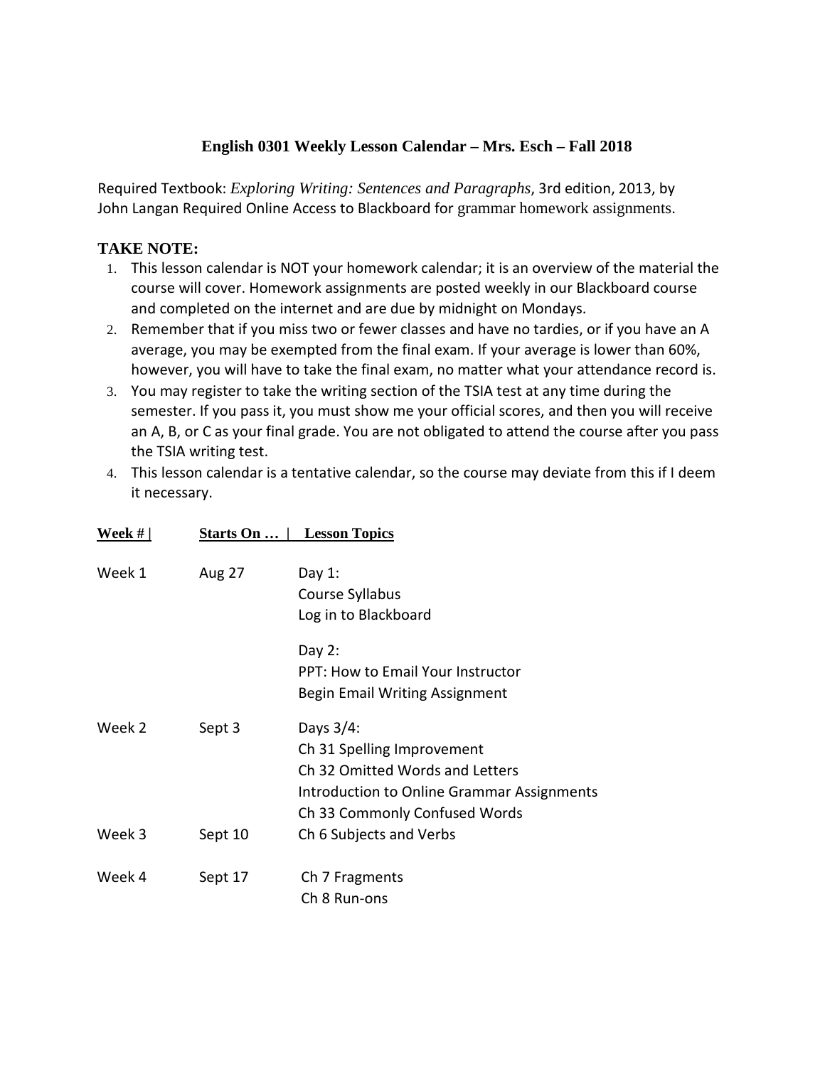**English 0301 Weekly Lesson Calendar – Mrs. Esch – Fall 2018**

Required Textbook: *Exploring Writing: Sentences and Paragraphs*, 3rd edition, 2013, by John Langan Required Online Access to Blackboard for grammar homework assignments.

**TAKE NOTE:**

1. This lesson calendar is NOT your homework calendar; it is an overview of the material the course will cover. Homework assignments are posted weekly in our Blackboard course and completed on the internet and are due by midnight on Mondays.
2. Remember that if you miss two or fewer classes and have no tardies, or if you have an A average, you may be exempted from the final exam. If your average is lower than 60%, however, you will have to take the final exam, no matter what your attendance record is.
3. You may register to take the writing section of the TSIA test at any time during the semester. If you pass it, you must show me your official scores, and then you will receive an A, B, or C as your final grade. You are not obligated to attend the course after you pass the TSIA writing test.
4. This lesson calendar is a tentative calendar, so the course may deviate from this if I deem it necessary.

| Week # | Starts On … | Lesson Topics |
|---|---|---|
| Week 1 | Aug 27 | Day 1:<br>Course Syllabus<br>Log in to Blackboard<br><br>Day 2:<br>PPT: How to Email Your Instructor<br>Begin Email Writing Assignment |
| Week 2 | Sept 3 | Days 3/4:<br>Ch 31 Spelling Improvement<br>Ch 32 Omitted Words and Letters<br>Introduction to Online Grammar Assignments<br>Ch 33 Commonly Confused Words |
| Week 3 | Sept 10 | Ch 6 Subjects and Verbs |
| Week 4 | Sept 17 | Ch 7 Fragments<br>Ch 8 Run-ons |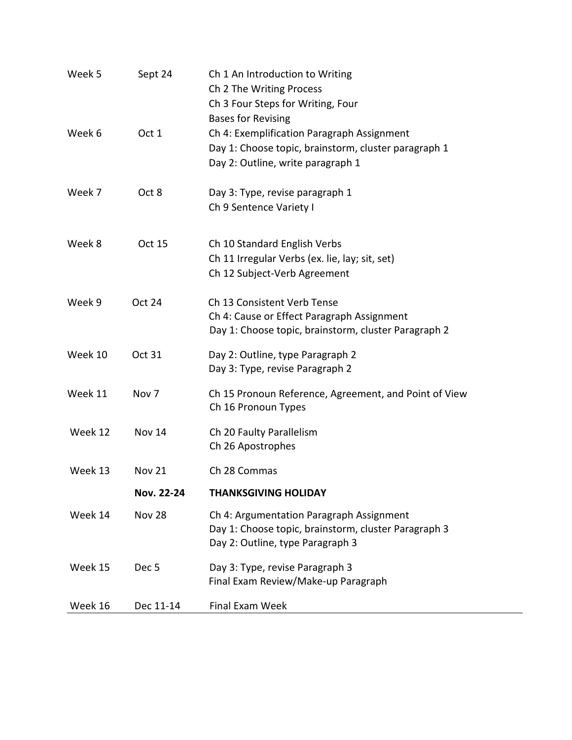| | | |
|---|---|---|
| Week 5 | Sept 24 | Ch 1 An Introduction to Writing<br>Ch 2 The Writing Process<br>Ch 3 Four Steps for Writing, Four Bases for Revising |
| Week 6 | Oct 1 | Ch 4: Exemplification Paragraph Assignment<br>Day 1: Choose topic, brainstorm, cluster paragraph 1<br>Day 2: Outline, write paragraph 1 |
| Week 7 | Oct 8 | Day 3: Type, revise paragraph 1<br>Ch 9 Sentence Variety I |
| Week 8 | Oct 15 | Ch 10 Standard English Verbs<br>Ch 11 Irregular Verbs (ex. lie, lay; sit, set)<br>Ch 12 Subject-Verb Agreement |
| Week 9 | Oct 24 | Ch 13 Consistent Verb Tense<br>Ch 4: Cause or Effect Paragraph Assignment<br>Day 1: Choose topic, brainstorm, cluster Paragraph 2 |
| Week 10 | Oct 31 | Day 2: Outline, type Paragraph 2<br>Day 3: Type, revise Paragraph 2 |
| Week 11 | Nov 7 | Ch 15 Pronoun Reference, Agreement, and Point of View<br>Ch 16 Pronoun Types |
| Week 12 | Nov 14 | Ch 20 Faulty Parallelism<br>Ch 26 Apostrophes |
| Week 13 | Nov 21 | Ch 28 Commas |
| | **Nov. 22-24** | **THANKSGIVING HOLIDAY** |
| Week 14 | Nov 28 | Ch 4: Argumentation Paragraph Assignment<br>Day 1: Choose topic, brainstorm, cluster Paragraph 3<br>Day 2: Outline, type Paragraph 3 |
| Week 15 | Dec 5 | Day 3: Type, revise Paragraph 3<br>Final Exam Review/Make-up Paragraph |
| Week 16 | Dec 11-14 | Final Exam Week |